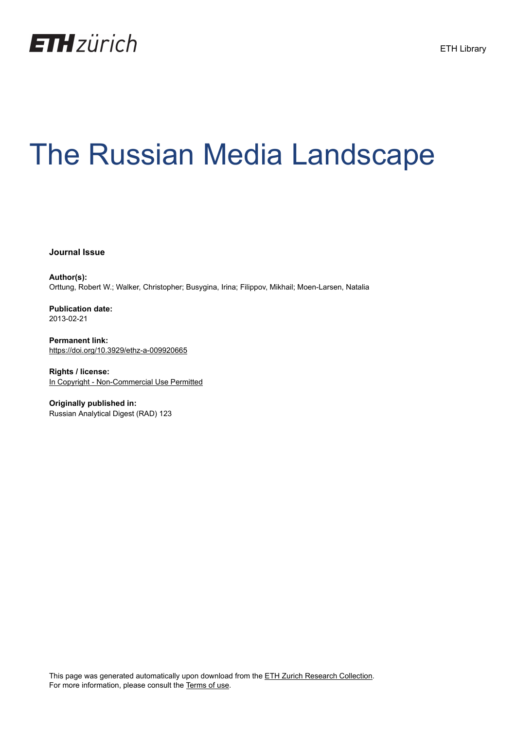ETH zürich

ETH Library

# The Russian Media Landscape

**Journal Issue**

**Author(s):**
Orttung, Robert W.; Walker, Christopher; Busygina, Irina; Filippov, Mikhail; Moen-Larsen, Natalia

**Publication date:**
2013-02-21

**Permanent link:**
https://doi.org/10.3929/ethz-a-009920665

**Rights / license:**
In Copyright - Non-Commercial Use Permitted

**Originally published in:**
Russian Analytical Digest (RAD) 123

This page was generated automatically upon download from the ETH Zurich Research Collection.
For more information, please consult the Terms of use.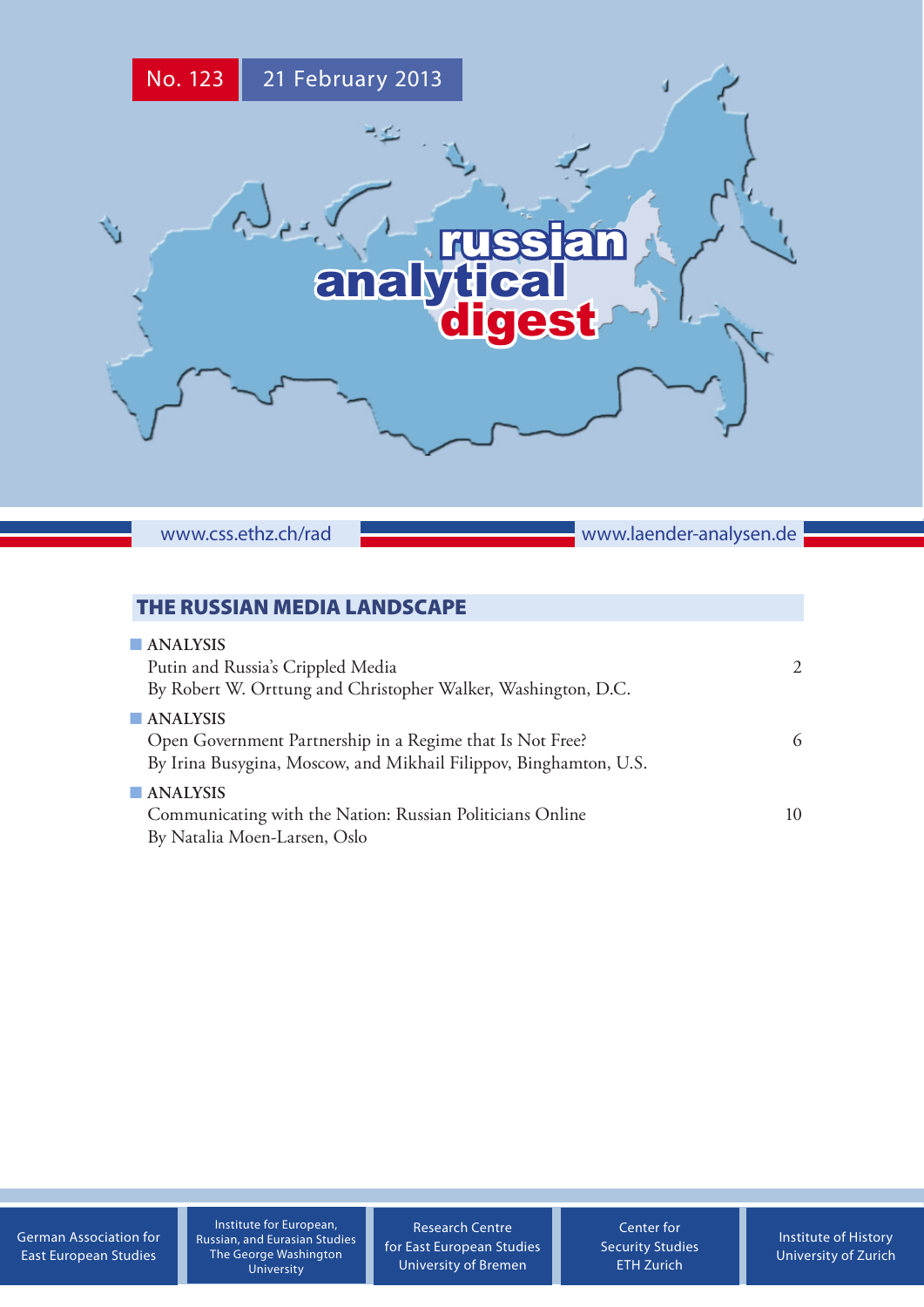No. 123 21 February 2013

russian analytical digest

www.css.ethz.ch/rad www.laender-analysen.de

## THE RUSSIAN MEDIA LANDSCAPE

**ANALYSIS**
Putin and Russia's Crippled Media 2
By Robert W. Orttung and Christopher Walker, Washington, D.C.

**ANALYSIS**
Open Government Partnership in a Regime that Is Not Free? 6
By Irina Busygina, Moscow, and Mikhail Filippov, Binghamton, U.S.

**ANALYSIS**
Communicating with the Nation: Russian Politicians Online 10
By Natalia Moen-Larsen, Oslo

German Association for East European Studies

Institute for European, Russian, and Eurasian Studies The George Washington University

Research Centre for East European Studies University of Bremen

Center for Security Studies ETH Zurich

Institute of History University of Zurich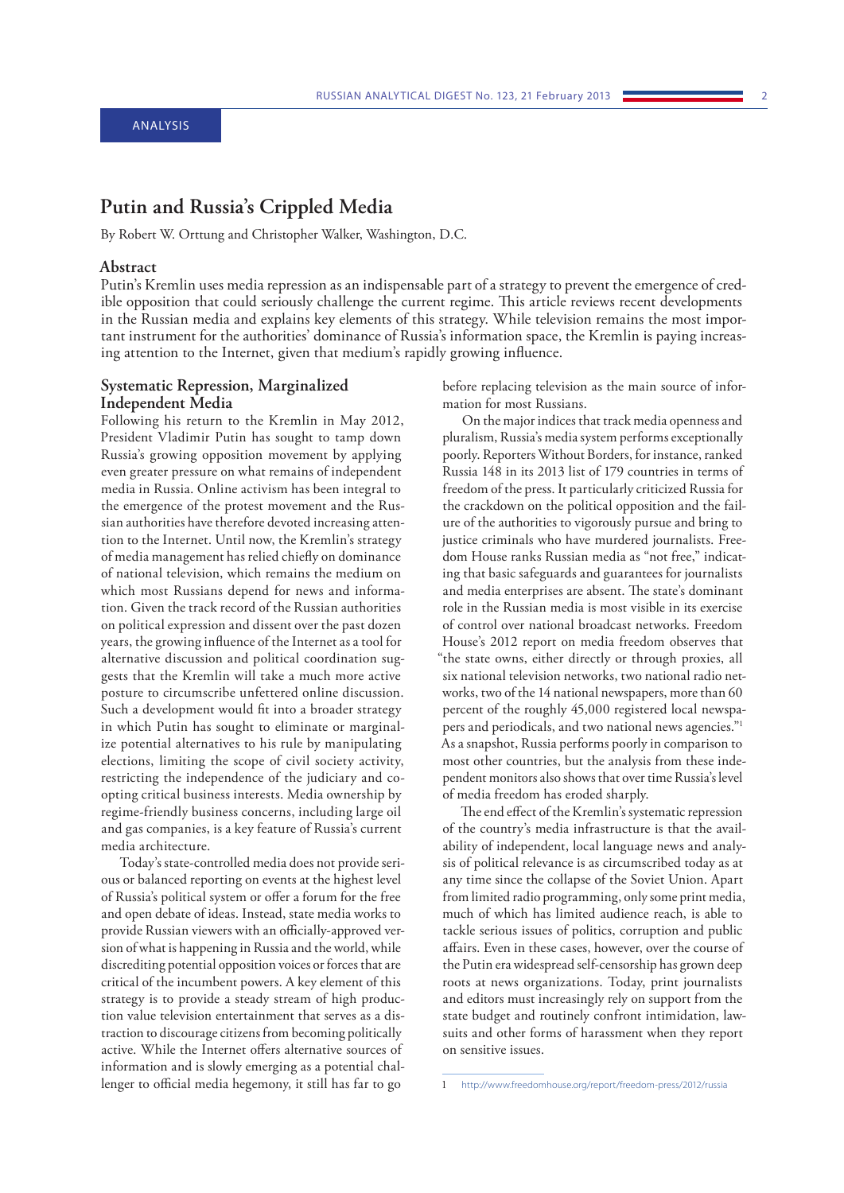ANALYSIS

# Putin and Russia's Crippled Media

By Robert W. Orttung and Christopher Walker, Washington, D.C.

## Abstract

Putin's Kremlin uses media repression as an indispensable part of a strategy to prevent the emergence of credible opposition that could seriously challenge the current regime. This article reviews recent developments in the Russian media and explains key elements of this strategy. While television remains the most important instrument for the authorities' dominance of Russia's information space, the Kremlin is paying increasing attention to the Internet, given that medium's rapidly growing influence.

## Systematic Repression, Marginalized Independent Media

Following his return to the Kremlin in May 2012, President Vladimir Putin has sought to tamp down Russia's growing opposition movement by applying even greater pressure on what remains of independent media in Russia. Online activism has been integral to the emergence of the protest movement and the Russian authorities have therefore devoted increasing attention to the Internet. Until now, the Kremlin's strategy of media management has relied chiefly on dominance of national television, which remains the medium on which most Russians depend for news and information. Given the track record of the Russian authorities on political expression and dissent over the past dozen years, the growing influence of the Internet as a tool for alternative discussion and political coordination suggests that the Kremlin will take a much more active posture to circumscribe unfettered online discussion. Such a development would fit into a broader strategy in which Putin has sought to eliminate or marginalize potential alternatives to his rule by manipulating elections, limiting the scope of civil society activity, restricting the independence of the judiciary and co-opting critical business interests. Media ownership by regime-friendly business concerns, including large oil and gas companies, is a key feature of Russia's current media architecture.

Today's state-controlled media does not provide serious or balanced reporting on events at the highest level of Russia's political system or offer a forum for the free and open debate of ideas. Instead, state media works to provide Russian viewers with an officially-approved version of what is happening in Russia and the world, while discrediting potential opposition voices or forces that are critical of the incumbent powers. A key element of this strategy is to provide a steady stream of high production value television entertainment that serves as a distraction to discourage citizens from becoming politically active. While the Internet offers alternative sources of information and is slowly emerging as a potential challenger to official media hegemony, it still has far to go before replacing television as the main source of information for most Russians.

On the major indices that track media openness and pluralism, Russia's media system performs exceptionally poorly. Reporters Without Borders, for instance, ranked Russia 148 in its 2013 list of 179 countries in terms of freedom of the press. It particularly criticized Russia for the crackdown on the political opposition and the failure of the authorities to vigorously pursue and bring to justice criminals who have murdered journalists. Freedom House ranks Russian media as "not free," indicating that basic safeguards and guarantees for journalists and media enterprises are absent. The state's dominant role in the Russian media is most visible in its exercise of control over national broadcast networks. Freedom House's 2012 report on media freedom observes that "the state owns, either directly or through proxies, all six national television networks, two national radio networks, two of the 14 national newspapers, more than 60 percent of the roughly 45,000 registered local newspapers and periodicals, and two national news agencies."[1] As a snapshot, Russia performs poorly in comparison to most other countries, but the analysis from these independent monitors also shows that over time Russia's level of media freedom has eroded sharply.

The end effect of the Kremlin's systematic repression of the country's media infrastructure is that the availability of independent, local language news and analysis of political relevance is as circumscribed today as at any time since the collapse of the Soviet Union. Apart from limited radio programming, only some print media, much of which has limited audience reach, is able to tackle serious issues of politics, corruption and public affairs. Even in these cases, however, over the course of the Putin era widespread self-censorship has grown deep roots at news organizations. Today, print journalists and editors must increasingly rely on support from the state budget and routinely confront intimidation, lawsuits and other forms of harassment when they report on sensitive issues.

---

1 http://www.freedomhouse.org/report/freedom-press/2012/russia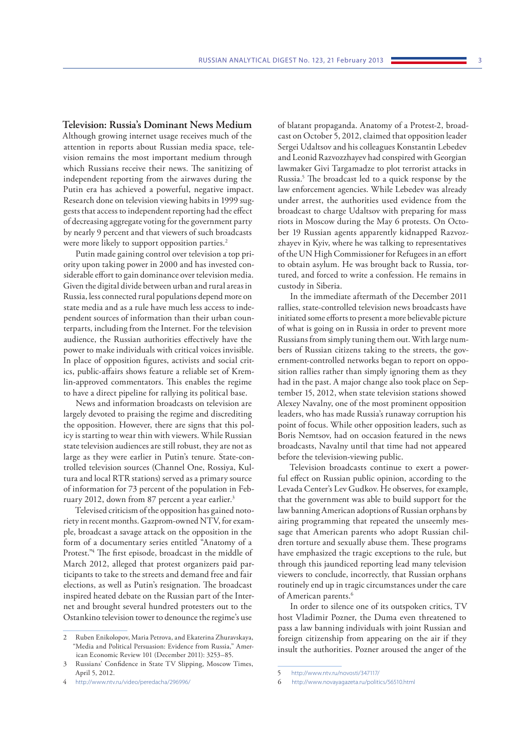## Television: Russia's Dominant News Medium

Although growing internet usage receives much of the attention in reports about Russian media space, television remains the most important medium through which Russians receive their news. The sanitizing of independent reporting from the airwaves during the Putin era has achieved a powerful, negative impact. Research done on television viewing habits in 1999 suggests that access to independent reporting had the effect of decreasing aggregate voting for the government party by nearly 9 percent and that viewers of such broadcasts were more likely to support opposition parties.[2]

Putin made gaining control over television a top priority upon taking power in 2000 and has invested considerable effort to gain dominance over television media. Given the digital divide between urban and rural areas in Russia, less connected rural populations depend more on state media and as a rule have much less access to independent sources of information than their urban counterparts, including from the Internet. For the television audience, the Russian authorities effectively have the power to make individuals with critical voices invisible. In place of opposition figures, activists and social critics, public-affairs shows feature a reliable set of Kremlin-approved commentators. This enables the regime to have a direct pipeline for rallying its political base.

News and information broadcasts on television are largely devoted to praising the regime and discrediting the opposition. However, there are signs that this policy is starting to wear thin with viewers. While Russian state television audiences are still robust, they are not as large as they were earlier in Putin's tenure. State-controlled television sources (Channel One, Rossiya, Kultura and local RTR stations) served as a primary source of information for 73 percent of the population in February 2012, down from 87 percent a year earlier.[3]

Televised criticism of the opposition has gained notoriety in recent months. Gazprom-owned NTV, for example, broadcast a savage attack on the opposition in the form of a documentary series entitled "Anatomy of a Protest."[4] The first episode, broadcast in the middle of March 2012, alleged that protest organizers paid participants to take to the streets and demand free and fair elections, as well as Putin's resignation. The broadcast inspired heated debate on the Russian part of the Internet and brought several hundred protesters out to the Ostankino television tower to denounce the regime's use of blatant propaganda. Anatomy of a Protest-2, broadcast on October 5, 2012, claimed that opposition leader Sergei Udaltsov and his colleagues Konstantin Lebedev and Leonid Razvozzhayev had conspired with Georgian lawmaker Givi Targamadze to plot terrorist attacks in Russia.[5] The broadcast led to a quick response by the law enforcement agencies. While Lebedev was already under arrest, the authorities used evidence from the broadcast to charge Udaltsov with preparing for mass riots in Moscow during the May 6 protests. On October 19 Russian agents apparently kidnapped Razvozzhayev in Kyiv, where he was talking to representatives of the UN High Commissioner for Refugees in an effort to obtain asylum. He was brought back to Russia, tortured, and forced to write a confession. He remains in custody in Siberia.

In the immediate aftermath of the December 2011 rallies, state-controlled television news broadcasts have initiated some efforts to present a more believable picture of what is going on in Russia in order to prevent more Russians from simply tuning them out. With large numbers of Russian citizens taking to the streets, the government-controlled networks began to report on opposition rallies rather than simply ignoring them as they had in the past. A major change also took place on September 15, 2012, when state television stations showed Alexey Navalny, one of the most prominent opposition leaders, who has made Russia's runaway corruption his point of focus. While other opposition leaders, such as Boris Nemtsov, had on occasion featured in the news broadcasts, Navalny until that time had not appeared before the television-viewing public.

Television broadcasts continue to exert a powerful effect on Russian public opinion, according to the Levada Center's Lev Gudkov. He observes, for example, that the government was able to build support for the law banning American adoptions of Russian orphans by airing programming that repeated the unseemly message that American parents who adopt Russian children torture and sexually abuse them. These programs have emphasized the tragic exceptions to the rule, but through this jaundiced reporting lead many television viewers to conclude, incorrectly, that Russian orphans routinely end up in tragic circumstances under the care of American parents.[6]

In order to silence one of its outspoken critics, TV host Vladimir Pozner, the Duma even threatened to pass a law banning individuals with joint Russian and foreign citizenship from appearing on the air if they insult the authorities. Pozner aroused the anger of the

---

2 Ruben Enikolopov, Maria Petrova, and Ekaterina Zhuravskaya, "Media and Political Persuasion: Evidence from Russia," American Economic Review 101 (December 2011): 3253–85.

3 Russians' Confidence in State TV Slipping, Moscow Times, April 5, 2012.

4 http://www.ntv.ru/video/peredacha/296996/

5 http://www.ntv.ru/novosti/347117/

6 http://www.novayagazeta.ru/politics/56510.html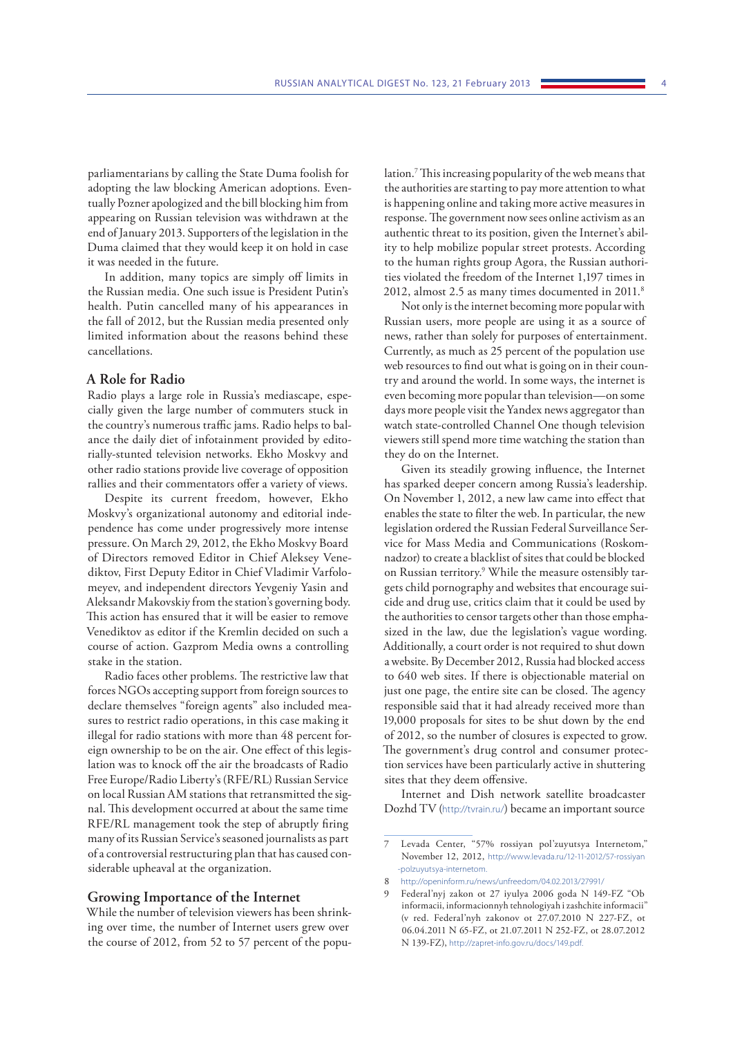parliamentarians by calling the State Duma foolish for adopting the law blocking American adoptions. Eventually Pozner apologized and the bill blocking him from appearing on Russian television was withdrawn at the end of January 2013. Supporters of the legislation in the Duma claimed that they would keep it on hold in case it was needed in the future.

In addition, many topics are simply off limits in the Russian media. One such issue is President Putin's health. Putin cancelled many of his appearances in the fall of 2012, but the Russian media presented only limited information about the reasons behind these cancellations.

## A Role for Radio

Radio plays a large role in Russia's mediascape, especially given the large number of commuters stuck in the country's numerous traffic jams. Radio helps to balance the daily diet of infotainment provided by editorially-stunted television networks. Ekho Moskvy and other radio stations provide live coverage of opposition rallies and their commentators offer a variety of views.

Despite its current freedom, however, Ekho Moskvy's organizational autonomy and editorial independence has come under progressively more intense pressure. On March 29, 2012, the Ekho Moskvy Board of Directors removed Editor in Chief Aleksey Venediktov, First Deputy Editor in Chief Vladimir Varfolomeyev, and independent directors Yevgeniy Yasin and Aleksandr Makovskiy from the station's governing body. This action has ensured that it will be easier to remove Venediktov as editor if the Kremlin decided on such a course of action. Gazprom Media owns a controlling stake in the station.

Radio faces other problems. The restrictive law that forces NGOs accepting support from foreign sources to declare themselves "foreign agents" also included measures to restrict radio operations, in this case making it illegal for radio stations with more than 48 percent foreign ownership to be on the air. One effect of this legislation was to knock off the air the broadcasts of Radio Free Europe/Radio Liberty's (RFE/RL) Russian Service on local Russian AM stations that retransmitted the signal. This development occurred at about the same time RFE/RL management took the step of abruptly firing many of its Russian Service's seasoned journalists as part of a controversial restructuring plan that has caused considerable upheaval at the organization.

## Growing Importance of the Internet

While the number of television viewers has been shrinking over time, the number of Internet users grew over the course of 2012, from 52 to 57 percent of the population.[7] This increasing popularity of the web means that the authorities are starting to pay more attention to what is happening online and taking more active measures in response. The government now sees online activism as an authentic threat to its position, given the Internet's ability to help mobilize popular street protests. According to the human rights group Agora, the Russian authorities violated the freedom of the Internet 1,197 times in 2012, almost 2.5 as many times documented in 2011.[8]

Not only is the internet becoming more popular with Russian users, more people are using it as a source of news, rather than solely for purposes of entertainment. Currently, as much as 25 percent of the population use web resources to find out what is going on in their country and around the world. In some ways, the internet is even becoming more popular than television—on some days more people visit the Yandex news aggregator than watch state-controlled Channel One though television viewers still spend more time watching the station than they do on the Internet.

Given its steadily growing influence, the Internet has sparked deeper concern among Russia's leadership. On November 1, 2012, a new law came into effect that enables the state to filter the web. In particular, the new legislation ordered the Russian Federal Surveillance Service for Mass Media and Communications (Roskomnadzor) to create a blacklist of sites that could be blocked on Russian territory.[9] While the measure ostensibly targets child pornography and websites that encourage suicide and drug use, critics claim that it could be used by the authorities to censor targets other than those emphasized in the law, due the legislation's vague wording. Additionally, a court order is not required to shut down a website. By December 2012, Russia had blocked access to 640 web sites. If there is objectionable material on just one page, the entire site can be closed. The agency responsible said that it had already received more than 19,000 proposals for sites to be shut down by the end of 2012, so the number of closures is expected to grow. The government's drug control and consumer protection services have been particularly active in shuttering sites that they deem offensive.

Internet and Dish network satellite broadcaster Dozhd TV (http://tvrain.ru/) became an important source

---

7 Levada Center, "57% rossiyan pol'zuyutsya Internetom," November 12, 2012, http://www.levada.ru/12-11-2012/57-rossiyan-polzuyutsya-internetom.

8 http://openinform.ru/news/unfreedom/04.02.2013/27991/

9 Federal'nyj zakon ot 27 iyulya 2006 goda N 149-FZ "Ob informacii, informacionnyh tehnologiyah i zashchite informacii" (v red. Federal'nyh zakonov ot 27.07.2010 N 227-FZ, ot 06.04.2011 N 65-FZ, ot 21.07.2011 N 252-FZ, ot 28.07.2012 N 139-FZ), http://zapret-info.gov.ru/docs/149.pdf.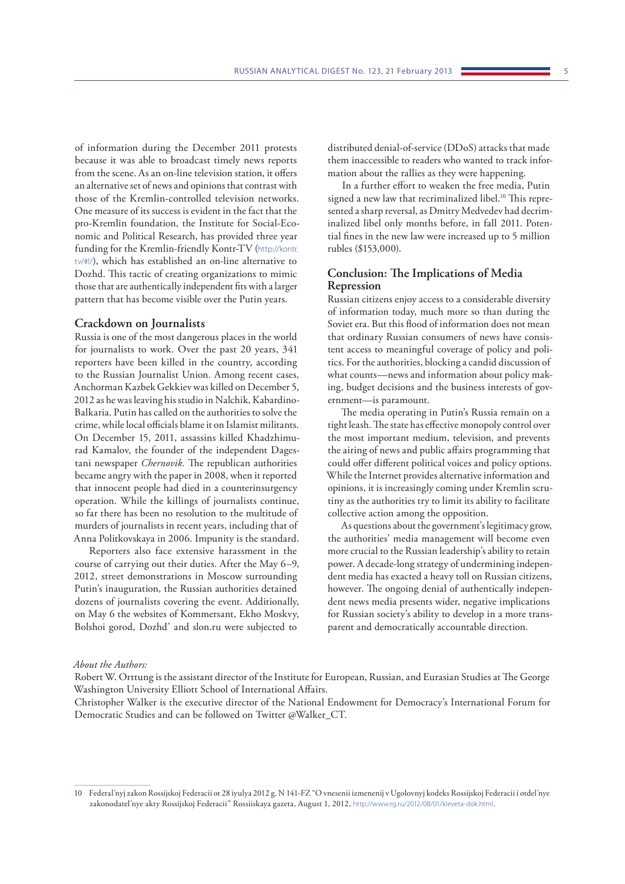of information during the December 2011 protests because it was able to broadcast timely news reports from the scene. As an on-line television station, it offers an alternative set of news and opinions that contrast with those of the Kremlin-controlled television networks. One measure of its success is evident in the fact that the pro-Kremlin foundation, the Institute for Social-Economic and Political Research, has provided three year funding for the Kremlin-friendly Kontr-TV (http://kontr.tv/#!/), which has established an on-line alternative to Dozhd. This tactic of creating organizations to mimic those that are authentically independent fits with a larger pattern that has become visible over the Putin years.

## Crackdown on Journalists

Russia is one of the most dangerous places in the world for journalists to work. Over the past 20 years, 341 reporters have been killed in the country, according to the Russian Journalist Union. Among recent cases, Anchorman Kazbek Gekkiev was killed on December 5, 2012 as he was leaving his studio in Nalchik, Kabardino-Balkaria. Putin has called on the authorities to solve the crime, while local officials blame it on Islamist militants. On December 15, 2011, assassins killed Khadzhimurad Kamalov, the founder of the independent Dagestani newspaper *Chernovik.* The republican authorities became angry with the paper in 2008, when it reported that innocent people had died in a counterinsurgency operation. While the killings of journalists continue, so far there has been no resolution to the multitude of murders of journalists in recent years, including that of Anna Politkovskaya in 2006. Impunity is the standard.

Reporters also face extensive harassment in the course of carrying out their duties. After the May 6–9, 2012, street demonstrations in Moscow surrounding Putin's inauguration, the Russian authorities detained dozens of journalists covering the event. Additionally, on May 6 the websites of Kommersant, Ekho Moskvy, Bolshoi gorod, Dozhd' and slon.ru were subjected to distributed denial-of-service (DDoS) attacks that made them inaccessible to readers who wanted to track information about the rallies as they were happening.

In a further effort to weaken the free media, Putin signed a new law that recriminalized libel.[10] This represented a sharp reversal, as Dmitry Medvedev had decriminalized libel only months before, in fall 2011. Potential fines in the new law were increased up to 5 million rubles ($153,000).

## Conclusion: The Implications of Media Repression

Russian citizens enjoy access to a considerable diversity of information today, much more so than during the Soviet era. But this flood of information does not mean that ordinary Russian consumers of news have consistent access to meaningful coverage of policy and politics. For the authorities, blocking a candid discussion of what counts—news and information about policy making, budget decisions and the business interests of government—is paramount.

The media operating in Putin's Russia remain on a tight leash. The state has effective monopoly control over the most important medium, television, and prevents the airing of news and public affairs programming that could offer different political voices and policy options. While the Internet provides alternative information and opinions, it is increasingly coming under Kremlin scrutiny as the authorities try to limit its ability to facilitate collective action among the opposition.

As questions about the government's legitimacy grow, the authorities' media management will become even more crucial to the Russian leadership's ability to retain power. A decade-long strategy of undermining independent media has exacted a heavy toll on Russian citizens, however. The ongoing denial of authentically independent news media presents wider, negative implications for Russian society's ability to develop in a more transparent and democratically accountable direction.

*About the Authors:*

Robert W. Orttung is the assistant director of the Institute for European, Russian, and Eurasian Studies at The George Washington University Elliott School of International Affairs.

Christopher Walker is the executive director of the National Endowment for Democracy's International Forum for Democratic Studies and can be followed on Twitter @Walker_CT.

---

10 Federal'nyj zakon Rossijskoj Federacii ot 28 iyulya 2012 g. N 141-FZ "O vnesenii izmenenij v Ugolovnyj kodeks Rossijskoj Federacii i otdel'nye zakonodatel'nye akty Rossijskoj Federacii" Rossiiskaya gazeta, August 1, 2012, http://www.rg.ru/2012/08/01/kleveta-dok.html.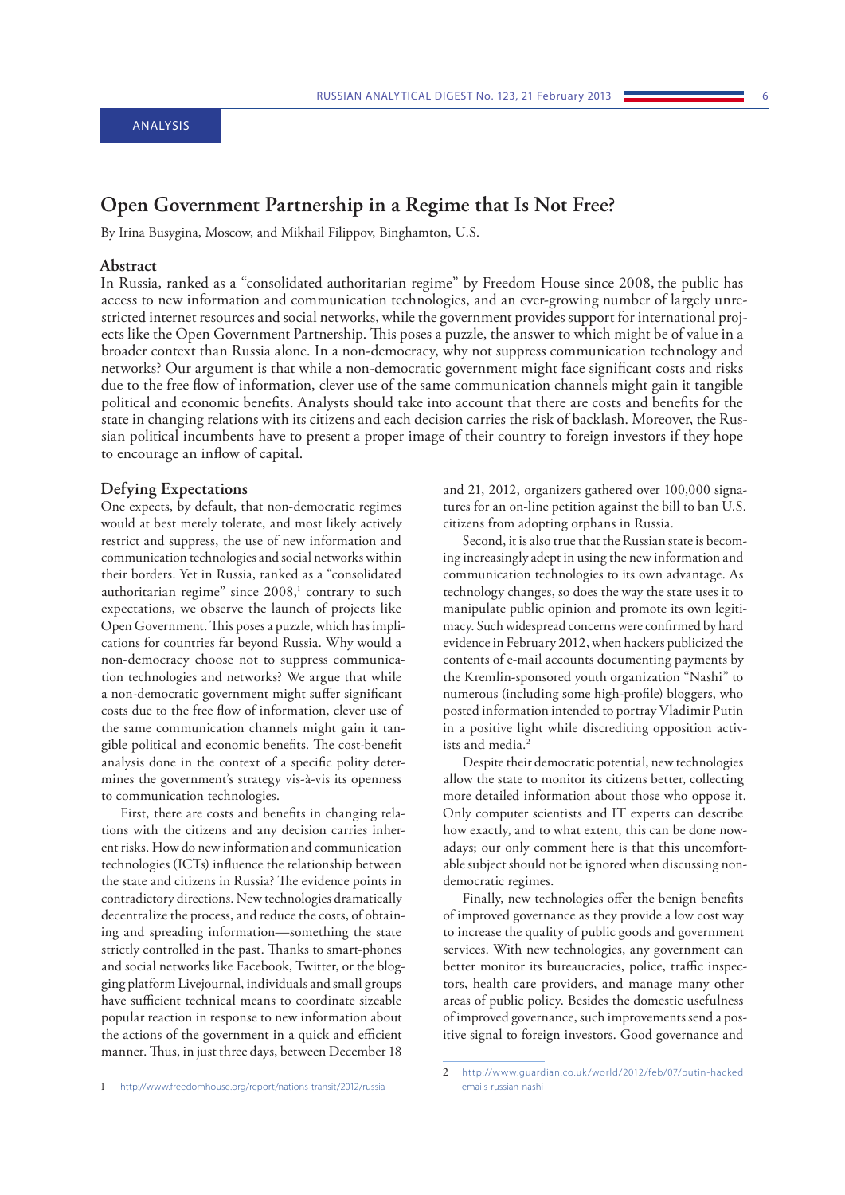ANALYSIS

# Open Government Partnership in a Regime that Is Not Free?

By Irina Busygina, Moscow, and Mikhail Filippov, Binghamton, U.S.

## Abstract

In Russia, ranked as a "consolidated authoritarian regime" by Freedom House since 2008, the public has access to new information and communication technologies, and an ever-growing number of largely unrestricted internet resources and social networks, while the government provides support for international projects like the Open Government Partnership. This poses a puzzle, the answer to which might be of value in a broader context than Russia alone. In a non-democracy, why not suppress communication technology and networks? Our argument is that while a non-democratic government might face significant costs and risks due to the free flow of information, clever use of the same communication channels might gain it tangible political and economic benefits. Analysts should take into account that there are costs and benefits for the state in changing relations with its citizens and each decision carries the risk of backlash. Moreover, the Russian political incumbents have to present a proper image of their country to foreign investors if they hope to encourage an inflow of capital.

## Defying Expectations

One expects, by default, that non-democratic regimes would at best merely tolerate, and most likely actively restrict and suppress, the use of new information and communication technologies and social networks within their borders. Yet in Russia, ranked as a "consolidated authoritarian regime" since 2008,[1] contrary to such expectations, we observe the launch of projects like Open Government. This poses a puzzle, which has implications for countries far beyond Russia. Why would a non-democracy choose not to suppress communication technologies and networks? We argue that while a non-democratic government might suffer significant costs due to the free flow of information, clever use of the same communication channels might gain it tangible political and economic benefits. The cost-benefit analysis done in the context of a specific polity determines the government's strategy vis-à-vis its openness to communication technologies.

First, there are costs and benefits in changing relations with the citizens and any decision carries inherent risks. How do new information and communication technologies (ICTs) influence the relationship between the state and citizens in Russia? The evidence points in contradictory directions. New technologies dramatically decentralize the process, and reduce the costs, of obtaining and spreading information—something the state strictly controlled in the past. Thanks to smart-phones and social networks like Facebook, Twitter, or the blogging platform Livejournal, individuals and small groups have sufficient technical means to coordinate sizeable popular reaction in response to new information about the actions of the government in a quick and efficient manner. Thus, in just three days, between December 18 and 21, 2012, organizers gathered over 100,000 signatures for an on-line petition against the bill to ban U.S. citizens from adopting orphans in Russia.

Second, it is also true that the Russian state is becoming increasingly adept in using the new information and communication technologies to its own advantage. As technology changes, so does the way the state uses it to manipulate public opinion and promote its own legitimacy. Such widespread concerns were confirmed by hard evidence in February 2012, when hackers publicized the contents of e-mail accounts documenting payments by the Kremlin-sponsored youth organization "Nashi" to numerous (including some high-profile) bloggers, who posted information intended to portray Vladimir Putin in a positive light while discrediting opposition activists and media.[2]

Despite their democratic potential, new technologies allow the state to monitor its citizens better, collecting more detailed information about those who oppose it. Only computer scientists and IT experts can describe how exactly, and to what extent, this can be done nowadays; our only comment here is that this uncomfortable subject should not be ignored when discussing non-democratic regimes.

Finally, new technologies offer the benign benefits of improved governance as they provide a low cost way to increase the quality of public goods and government services. With new technologies, any government can better monitor its bureaucracies, police, traffic inspectors, health care providers, and manage many other areas of public policy. Besides the domestic usefulness of improved governance, such improvements send a positive signal to foreign investors. Good governance and

1 http://www.freedomhouse.org/report/nations-transit/2012/russia

2 http://www.guardian.co.uk/world/2012/feb/07/putin-hacked-emails-russian-nashi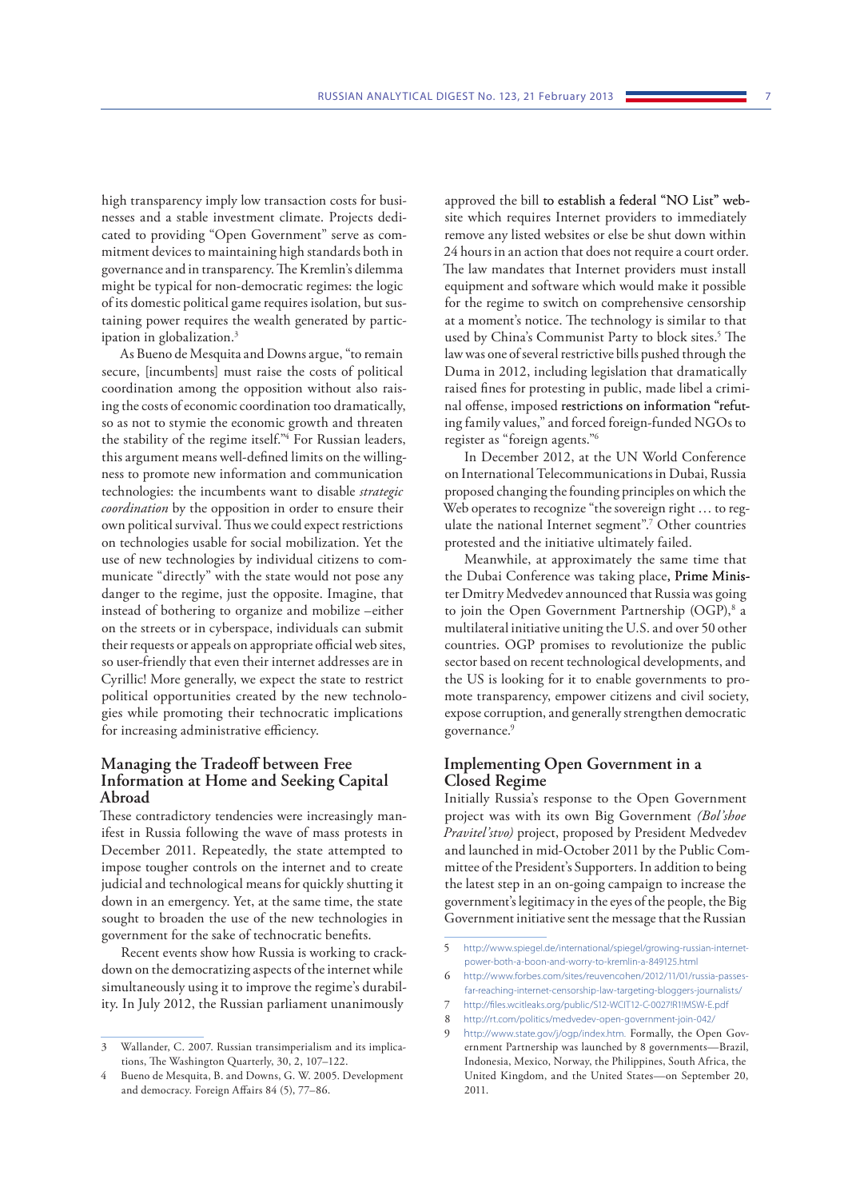high transparency imply low transaction costs for businesses and a stable investment climate. Projects dedicated to providing "Open Government" serve as commitment devices to maintaining high standards both in governance and in transparency. The Kremlin's dilemma might be typical for non-democratic regimes: the logic of its domestic political game requires isolation, but sustaining power requires the wealth generated by participation in globalization.[3]

As Bueno de Mesquita and Downs argue, "to remain secure, [incumbents] must raise the costs of political coordination among the opposition without also raising the costs of economic coordination too dramatically, so as not to stymie the economic growth and threaten the stability of the regime itself."[4] For Russian leaders, this argument means well-defined limits on the willingness to promote new information and communication technologies: the incumbents want to disable *strategic coordination* by the opposition in order to ensure their own political survival. Thus we could expect restrictions on technologies usable for social mobilization. Yet the use of new technologies by individual citizens to communicate "directly" with the state would not pose any danger to the regime, just the opposite. Imagine, that instead of bothering to organize and mobilize –either on the streets or in cyberspace, individuals can submit their requests or appeals on appropriate official web sites, so user-friendly that even their internet addresses are in Cyrillic! More generally, we expect the state to restrict political opportunities created by the new technologies while promoting their technocratic implications for increasing administrative efficiency.

## Managing the Tradeoff between Free Information at Home and Seeking Capital Abroad

These contradictory tendencies were increasingly manifest in Russia following the wave of mass protests in December 2011. Repeatedly, the state attempted to impose tougher controls on the internet and to create judicial and technological means for quickly shutting it down in an emergency. Yet, at the same time, the state sought to broaden the use of the new technologies in government for the sake of technocratic benefits.

Recent events show how Russia is working to crackdown on the democratizing aspects of the internet while simultaneously using it to improve the regime's durability. In July 2012, the Russian parliament unanimously approved the bill to establish a federal "NO List" website which requires Internet providers to immediately remove any listed websites or else be shut down within 24 hours in an action that does not require a court order. The law mandates that Internet providers must install equipment and software which would make it possible for the regime to switch on comprehensive censorship at a moment's notice. The technology is similar to that used by China's Communist Party to block sites.[5] The law was one of several restrictive bills pushed through the Duma in 2012, including legislation that dramatically raised fines for protesting in public, made libel a criminal offense, imposed restrictions on information "refuting family values," and forced foreign-funded NGOs to register as "foreign agents."[6]

In December 2012, at the UN World Conference on International Telecommunications in Dubai, Russia proposed changing the founding principles on which the Web operates to recognize "the sovereign right … to regulate the national Internet segment".[7] Other countries protested and the initiative ultimately failed.

Meanwhile, at approximately the same time that the Dubai Conference was taking place, Prime Minister Dmitry Medvedev announced that Russia was going to join the Open Government Partnership (OGP),[8] a multilateral initiative uniting the U.S. and over 50 other countries. OGP promises to revolutionize the public sector based on recent technological developments, and the US is looking for it to enable governments to promote transparency, empower citizens and civil society, expose corruption, and generally strengthen democratic governance.[9]

## Implementing Open Government in a Closed Regime

Initially Russia's response to the Open Government project was with its own Big Government *(Bol'shoe Pravitel'stvo)* project, proposed by President Medvedev and launched in mid-October 2011 by the Public Committee of the President's Supporters. In addition to being the latest step in an on-going campaign to increase the government's legitimacy in the eyes of the people, the Big Government initiative sent the message that the Russian

---

3 Wallander, C. 2007. Russian transimperialism and its implications, The Washington Quarterly, 30, 2, 107–122.

4 Bueno de Mesquita, B. and Downs, G. W. 2005. Development and democracy. Foreign Affairs 84 (5), 77–86.

5 http://www.spiegel.de/international/spiegel/growing-russian-internet-power-both-a-boon-and-worry-to-kremlin-a-849125.html

6 http://www.forbes.com/sites/reuvencohen/2012/11/01/russia-passes-far-reaching-internet-censorship-law-targeting-bloggers-journalists/

7 http://files.wcitleaks.org/public/S12-WCIT12-C-0027!R1!MSW-E.pdf

8 http://rt.com/politics/medvedev-open-government-join-042/

9 http://www.state.gov/j/ogp/index.htm. Formally, the Open Government Partnership was launched by 8 governments—Brazil, Indonesia, Mexico, Norway, the Philippines, South Africa, the United Kingdom, and the United States—on September 20, 2011.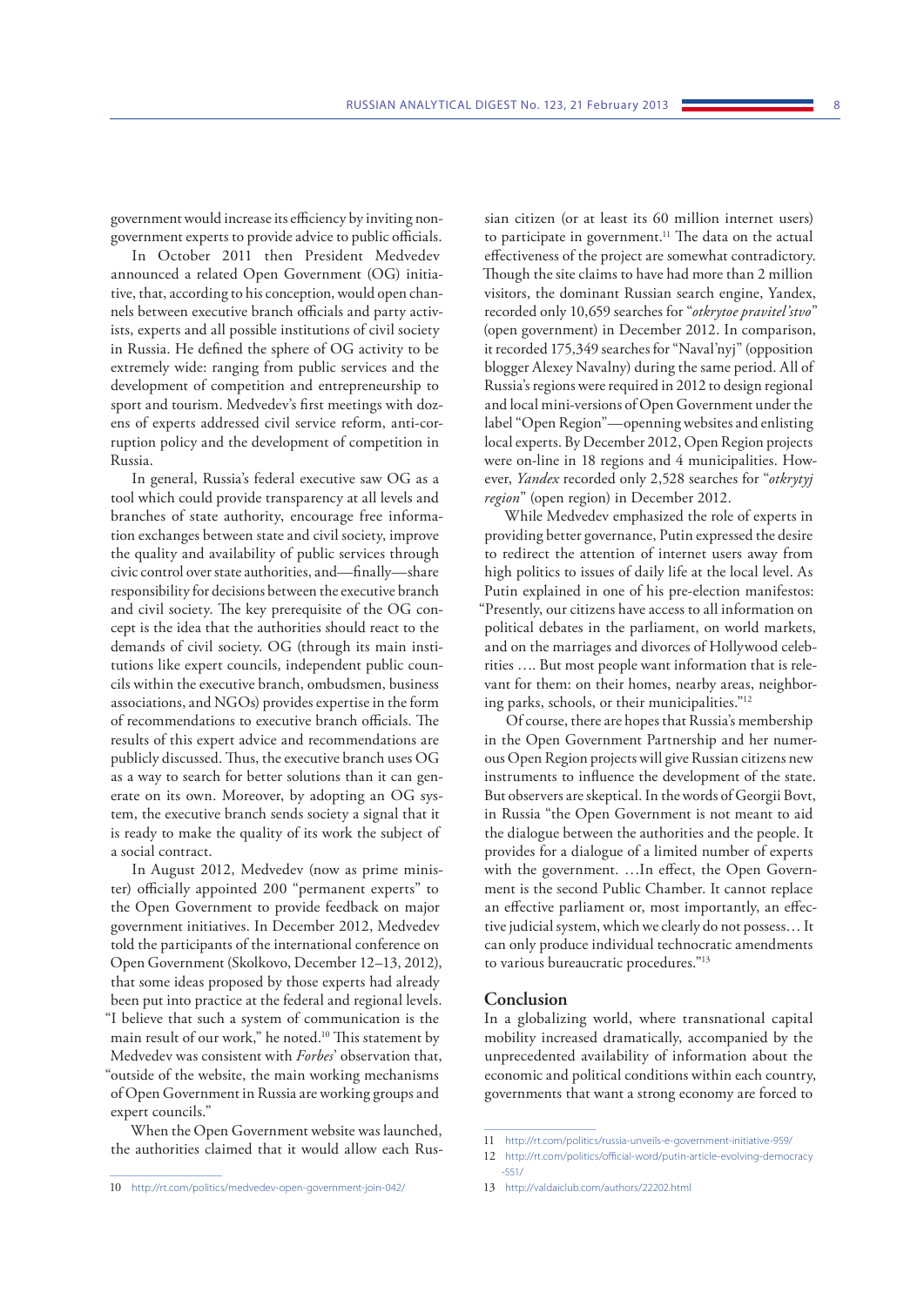government would increase its efficiency by inviting non-government experts to provide advice to public officials.

In October 2011 then President Medvedev announced a related Open Government (OG) initiative, that, according to his conception, would open channels between executive branch officials and party activists, experts and all possible institutions of civil society in Russia. He defined the sphere of OG activity to be extremely wide: ranging from public services and the development of competition and entrepreneurship to sport and tourism. Medvedev's first meetings with dozens of experts addressed civil service reform, anti-corruption policy and the development of competition in Russia.

In general, Russia's federal executive saw OG as a tool which could provide transparency at all levels and branches of state authority, encourage free information exchanges between state and civil society, improve the quality and availability of public services through civic control over state authorities, and—finally—share responsibility for decisions between the executive branch and civil society. The key prerequisite of the OG concept is the idea that the authorities should react to the demands of civil society. OG (through its main institutions like expert councils, independent public councils within the executive branch, ombudsmen, business associations, and NGOs) provides expertise in the form of recommendations to executive branch officials. The results of this expert advice and recommendations are publicly discussed. Thus, the executive branch uses OG as a way to search for better solutions than it can generate on its own. Moreover, by adopting an OG system, the executive branch sends society a signal that it is ready to make the quality of its work the subject of a social contract.

In August 2012, Medvedev (now as prime minister) officially appointed 200 "permanent experts" to the Open Government to provide feedback on major government initiatives. In December 2012, Medvedev told the participants of the international conference on Open Government (Skolkovo, December 12–13, 2012), that some ideas proposed by those experts had already been put into practice at the federal and regional levels. "I believe that such a system of communication is the main result of our work," he noted.[10] This statement by Medvedev was consistent with *Forbes*' observation that, "outside of the website, the main working mechanisms of Open Government in Russia are working groups and expert councils."

When the Open Government website was launched, the authorities claimed that it would allow each Russian citizen (or at least its 60 million internet users) to participate in government.[11] The data on the actual effectiveness of the project are somewhat contradictory. Though the site claims to have had more than 2 million visitors, the dominant Russian search engine, Yandex, recorded only 10,659 searches for "*otkrytoe pravitel'stvo*" (open government) in December 2012. In comparison, it recorded 175,349 searches for "Naval'nyj" (opposition blogger Alexey Navalny) during the same period. All of Russia's regions were required in 2012 to design regional and local mini-versions of Open Government under the label "Open Region"—openning websites and enlisting local experts. By December 2012, Open Region projects were on-line in 18 regions and 4 municipalities. However, *Yandex* recorded only 2,528 searches for "*otkrytyj region*" (open region) in December 2012.

While Medvedev emphasized the role of experts in providing better governance, Putin expressed the desire to redirect the attention of internet users away from high politics to issues of daily life at the local level. As Putin explained in one of his pre-election manifestos: "Presently, our citizens have access to all information on political debates in the parliament, on world markets, and on the marriages and divorces of Hollywood celebrities …. But most people want information that is relevant for them: on their homes, nearby areas, neighboring parks, schools, or their municipalities."[12]

Of course, there are hopes that Russia's membership in the Open Government Partnership and her numerous Open Region projects will give Russian citizens new instruments to influence the development of the state. But observers are skeptical. In the words of Georgii Bovt, in Russia "the Open Government is not meant to aid the dialogue between the authorities and the people. It provides for a dialogue of a limited number of experts with the government. …In effect, the Open Government is the second Public Chamber. It cannot replace an effective parliament or, most importantly, an effective judicial system, which we clearly do not possess… It can only produce individual technocratic amendments to various bureaucratic procedures."[13]

## Conclusion

In a globalizing world, where transnational capital mobility increased dramatically, accompanied by the unprecedented availability of information about the economic and political conditions within each country, governments that want a strong economy are forced to

---

10 http://rt.com/politics/medvedev-open-government-join-042/

11 http://rt.com/politics/russia-unveils-e-government-initiative-959/

12 http://rt.com/politics/official-word/putin-article-evolving-democracy-551/

13 http://valdaiclub.com/authors/22202.html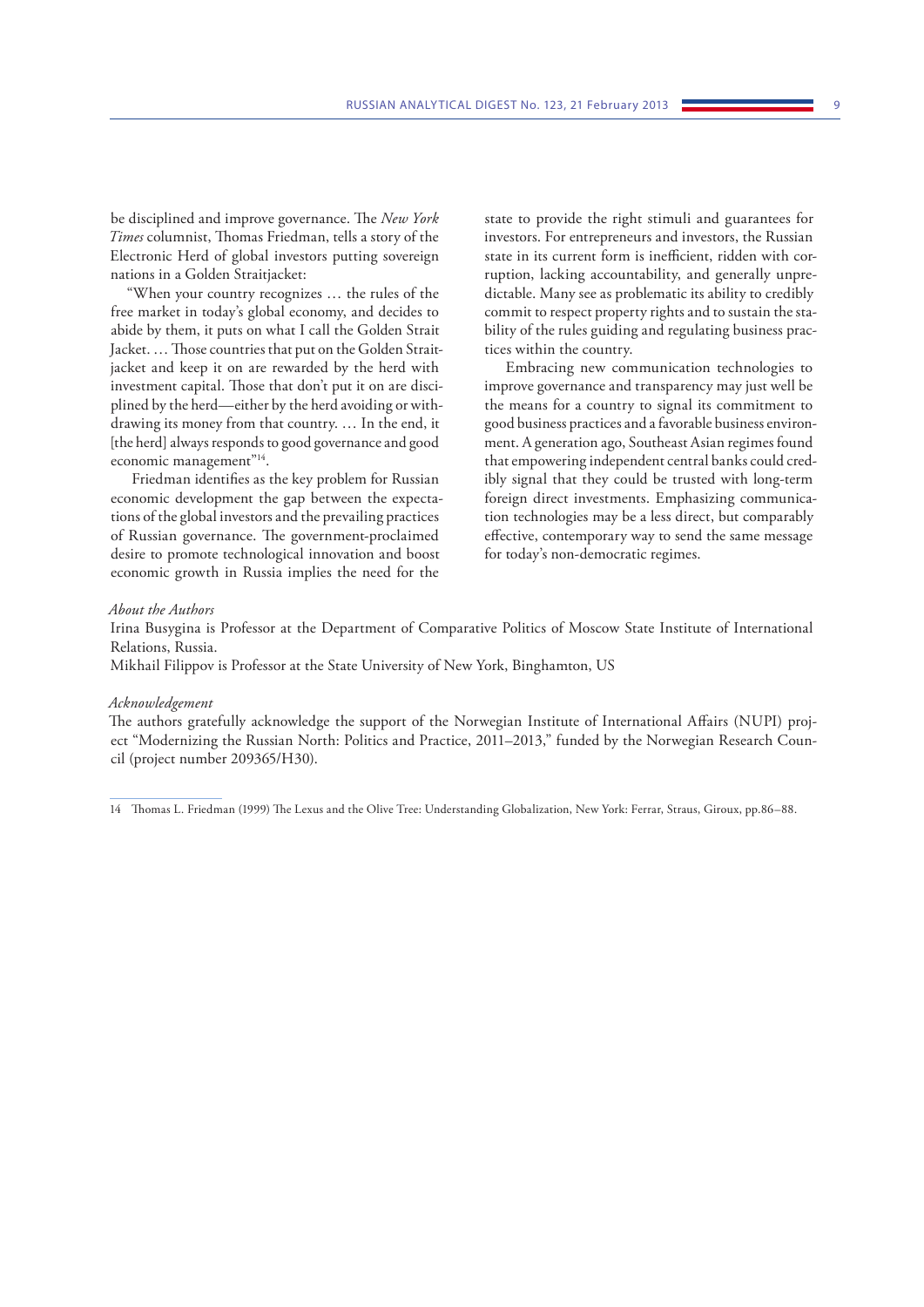be disciplined and improve governance. The *New York Times* columnist, Thomas Friedman, tells a story of the Electronic Herd of global investors putting sovereign nations in a Golden Straitjacket:

"When your country recognizes … the rules of the free market in today's global economy, and decides to abide by them, it puts on what I call the Golden Strait Jacket. … Those countries that put on the Golden Straitjacket and keep it on are rewarded by the herd with investment capital. Those that don't put it on are disciplined by the herd—either by the herd avoiding or withdrawing its money from that country. … In the end, it [the herd] always responds to good governance and good economic management"[14].

Friedman identifies as the key problem for Russian economic development the gap between the expectations of the global investors and the prevailing practices of Russian governance. The government-proclaimed desire to promote technological innovation and boost economic growth in Russia implies the need for the state to provide the right stimuli and guarantees for investors. For entrepreneurs and investors, the Russian state in its current form is inefficient, ridden with corruption, lacking accountability, and generally unpredictable. Many see as problematic its ability to credibly commit to respect property rights and to sustain the stability of the rules guiding and regulating business practices within the country.

Embracing new communication technologies to improve governance and transparency may just well be the means for a country to signal its commitment to good business practices and a favorable business environment. A generation ago, Southeast Asian regimes found that empowering independent central banks could credibly signal that they could be trusted with long-term foreign direct investments. Emphasizing communication technologies may be a less direct, but comparably effective, contemporary way to send the same message for today's non-democratic regimes.

*About the Authors*

Irina Busygina is Professor at the Department of Comparative Politics of Moscow State Institute of International Relations, Russia.

Mikhail Filippov is Professor at the State University of New York, Binghamton, US

*Acknowledgement*

The authors gratefully acknowledge the support of the Norwegian Institute of International Affairs (NUPI) project "Modernizing the Russian North: Politics and Practice, 2011–2013," funded by the Norwegian Research Council (project number 209365/H30).

---

14 Thomas L. Friedman (1999) The Lexus and the Olive Tree: Understanding Globalization, New York: Ferrar, Straus, Giroux, pp.86–88.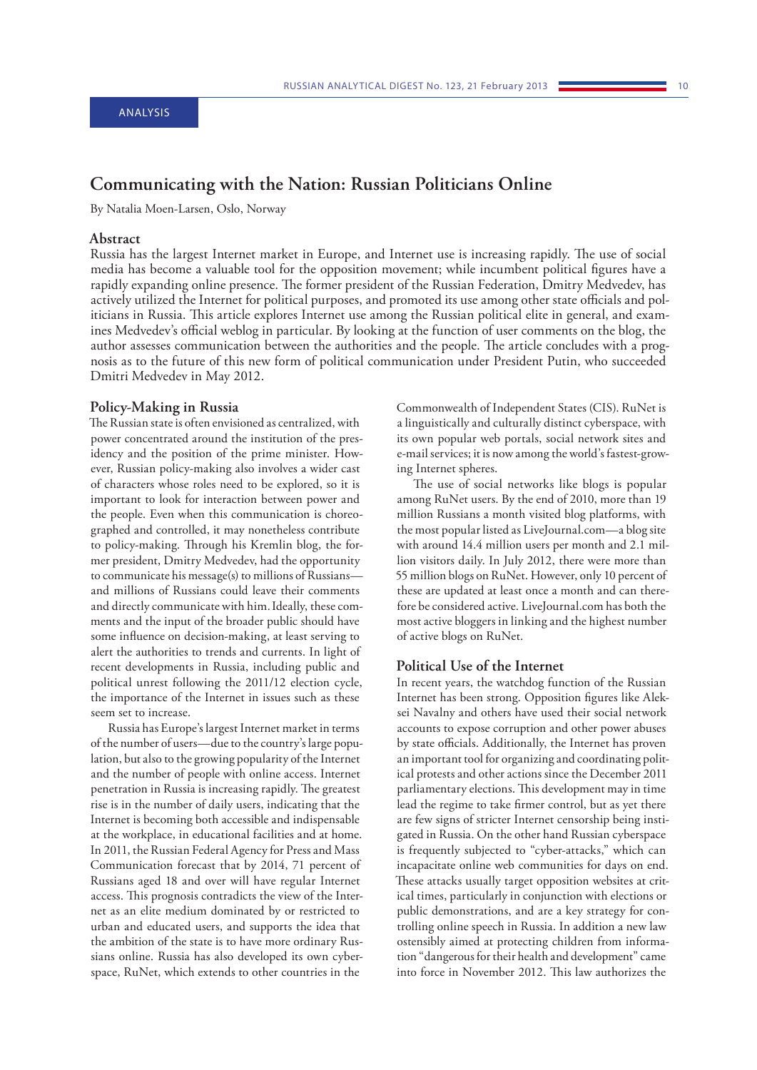ANALYSIS

# Communicating with the Nation: Russian Politicians Online

By Natalia Moen-Larsen, Oslo, Norway

## Abstract

Russia has the largest Internet market in Europe, and Internet use is increasing rapidly. The use of social media has become a valuable tool for the opposition movement; while incumbent political figures have a rapidly expanding online presence. The former president of the Russian Federation, Dmitry Medvedev, has actively utilized the Internet for political purposes, and promoted its use among other state officials and politicians in Russia. This article explores Internet use among the Russian political elite in general, and examines Medvedev's official weblog in particular. By looking at the function of user comments on the blog, the author assesses communication between the authorities and the people. The article concludes with a prognosis as to the future of this new form of political communication under President Putin, who succeeded Dmitri Medvedev in May 2012.

## Policy-Making in Russia

The Russian state is often envisioned as centralized, with power concentrated around the institution of the presidency and the position of the prime minister. However, Russian policy-making also involves a wider cast of characters whose roles need to be explored, so it is important to look for interaction between power and the people. Even when this communication is choreographed and controlled, it may nonetheless contribute to policy-making. Through his Kremlin blog, the former president, Dmitry Medvedev, had the opportunity to communicate his message(s) to millions of Russians—and millions of Russians could leave their comments and directly communicate with him. Ideally, these comments and the input of the broader public should have some influence on decision-making, at least serving to alert the authorities to trends and currents. In light of recent developments in Russia, including public and political unrest following the 2011/12 election cycle, the importance of the Internet in issues such as these seem set to increase.

Russia has Europe's largest Internet market in terms of the number of users—due to the country's large population, but also to the growing popularity of the Internet and the number of people with online access. Internet penetration in Russia is increasing rapidly. The greatest rise is in the number of daily users, indicating that the Internet is becoming both accessible and indispensable at the workplace, in educational facilities and at home. In 2011, the Russian Federal Agency for Press and Mass Communication forecast that by 2014, 71 percent of Russians aged 18 and over will have regular Internet access. This prognosis contradicts the view of the Internet as an elite medium dominated by or restricted to urban and educated users, and supports the idea that the ambition of the state is to have more ordinary Russians online. Russia has also developed its own cyberspace, RuNet, which extends to other countries in the Commonwealth of Independent States (CIS). RuNet is a linguistically and culturally distinct cyberspace, with its own popular web portals, social network sites and e-mail services; it is now among the world's fastest-growing Internet spheres.

The use of social networks like blogs is popular among RuNet users. By the end of 2010, more than 19 million Russians a month visited blog platforms, with the most popular listed as LiveJournal.com—a blog site with around 14.4 million users per month and 2.1 million visitors daily. In July 2012, there were more than 55 million blogs on RuNet. However, only 10 percent of these are updated at least once a month and can therefore be considered active. LiveJournal.com has both the most active bloggers in linking and the highest number of active blogs on RuNet.

## Political Use of the Internet

In recent years, the watchdog function of the Russian Internet has been strong. Opposition figures like Aleksei Navalny and others have used their social network accounts to expose corruption and other power abuses by state officials. Additionally, the Internet has proven an important tool for organizing and coordinating political protests and other actions since the December 2011 parliamentary elections. This development may in time lead the regime to take firmer control, but as yet there are few signs of stricter Internet censorship being instigated in Russia. On the other hand Russian cyberspace is frequently subjected to "cyber-attacks," which can incapacitate online web communities for days on end. These attacks usually target opposition websites at critical times, particularly in conjunction with elections or public demonstrations, and are a key strategy for controlling online speech in Russia. In addition a new law ostensibly aimed at protecting children from information "dangerous for their health and development" came into force in November 2012. This law authorizes the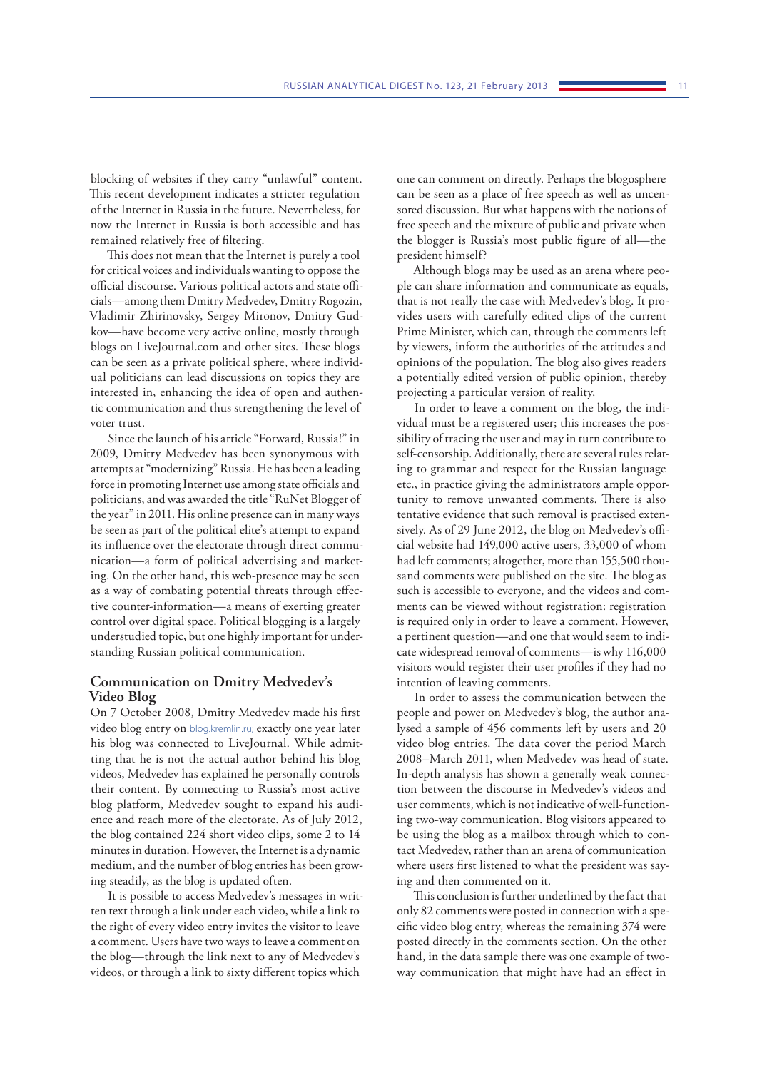blocking of websites if they carry "unlawful" content. This recent development indicates a stricter regulation of the Internet in Russia in the future. Nevertheless, for now the Internet in Russia is both accessible and has remained relatively free of filtering.

This does not mean that the Internet is purely a tool for critical voices and individuals wanting to oppose the official discourse. Various political actors and state officials—among them Dmitry Medvedev, Dmitry Rogozin, Vladimir Zhirinovsky, Sergey Mironov, Dmitry Gudkov—have become very active online, mostly through blogs on LiveJournal.com and other sites. These blogs can be seen as a private political sphere, where individual politicians can lead discussions on topics they are interested in, enhancing the idea of open and authentic communication and thus strengthening the level of voter trust.

Since the launch of his article "Forward, Russia!" in 2009, Dmitry Medvedev has been synonymous with attempts at "modernizing" Russia. He has been a leading force in promoting Internet use among state officials and politicians, and was awarded the title "RuNet Blogger of the year" in 2011. His online presence can in many ways be seen as part of the political elite's attempt to expand its influence over the electorate through direct communication—a form of political advertising and marketing. On the other hand, this web-presence may be seen as a way of combating potential threats through effective counter-information—a means of exerting greater control over digital space. Political blogging is a largely understudied topic, but one highly important for understanding Russian political communication.

## Communication on Dmitry Medvedev's Video Blog

On 7 October 2008, Dmitry Medvedev made his first video blog entry on blog.kremlin.ru; exactly one year later his blog was connected to LiveJournal. While admitting that he is not the actual author behind his blog videos, Medvedev has explained he personally controls their content. By connecting to Russia's most active blog platform, Medvedev sought to expand his audience and reach more of the electorate. As of July 2012, the blog contained 224 short video clips, some 2 to 14 minutes in duration. However, the Internet is a dynamic medium, and the number of blog entries has been growing steadily, as the blog is updated often.

It is possible to access Medvedev's messages in written text through a link under each video, while a link to the right of every video entry invites the visitor to leave a comment. Users have two ways to leave a comment on the blog—through the link next to any of Medvedev's videos, or through a link to sixty different topics which one can comment on directly. Perhaps the blogosphere can be seen as a place of free speech as well as uncensored discussion. But what happens with the notions of free speech and the mixture of public and private when the blogger is Russia's most public figure of all—the president himself?

Although blogs may be used as an arena where people can share information and communicate as equals, that is not really the case with Medvedev's blog. It provides users with carefully edited clips of the current Prime Minister, which can, through the comments left by viewers, inform the authorities of the attitudes and opinions of the population. The blog also gives readers a potentially edited version of public opinion, thereby projecting a particular version of reality.

In order to leave a comment on the blog, the individual must be a registered user; this increases the possibility of tracing the user and may in turn contribute to self-censorship. Additionally, there are several rules relating to grammar and respect for the Russian language etc., in practice giving the administrators ample opportunity to remove unwanted comments. There is also tentative evidence that such removal is practised extensively. As of 29 June 2012, the blog on Medvedev's official website had 149,000 active users, 33,000 of whom had left comments; altogether, more than 155,500 thousand comments were published on the site. The blog as such is accessible to everyone, and the videos and comments can be viewed without registration: registration is required only in order to leave a comment. However, a pertinent question—and one that would seem to indicate widespread removal of comments—is why 116,000 visitors would register their user profiles if they had no intention of leaving comments.

In order to assess the communication between the people and power on Medvedev's blog, the author analysed a sample of 456 comments left by users and 20 video blog entries. The data cover the period March 2008–March 2011, when Medvedev was head of state. In-depth analysis has shown a generally weak connection between the discourse in Medvedev's videos and user comments, which is not indicative of well-functioning two-way communication. Blog visitors appeared to be using the blog as a mailbox through which to contact Medvedev, rather than an arena of communication where users first listened to what the president was saying and then commented on it.

This conclusion is further underlined by the fact that only 82 comments were posted in connection with a specific video blog entry, whereas the remaining 374 were posted directly in the comments section. On the other hand, in the data sample there was one example of two-way communication that might have had an effect in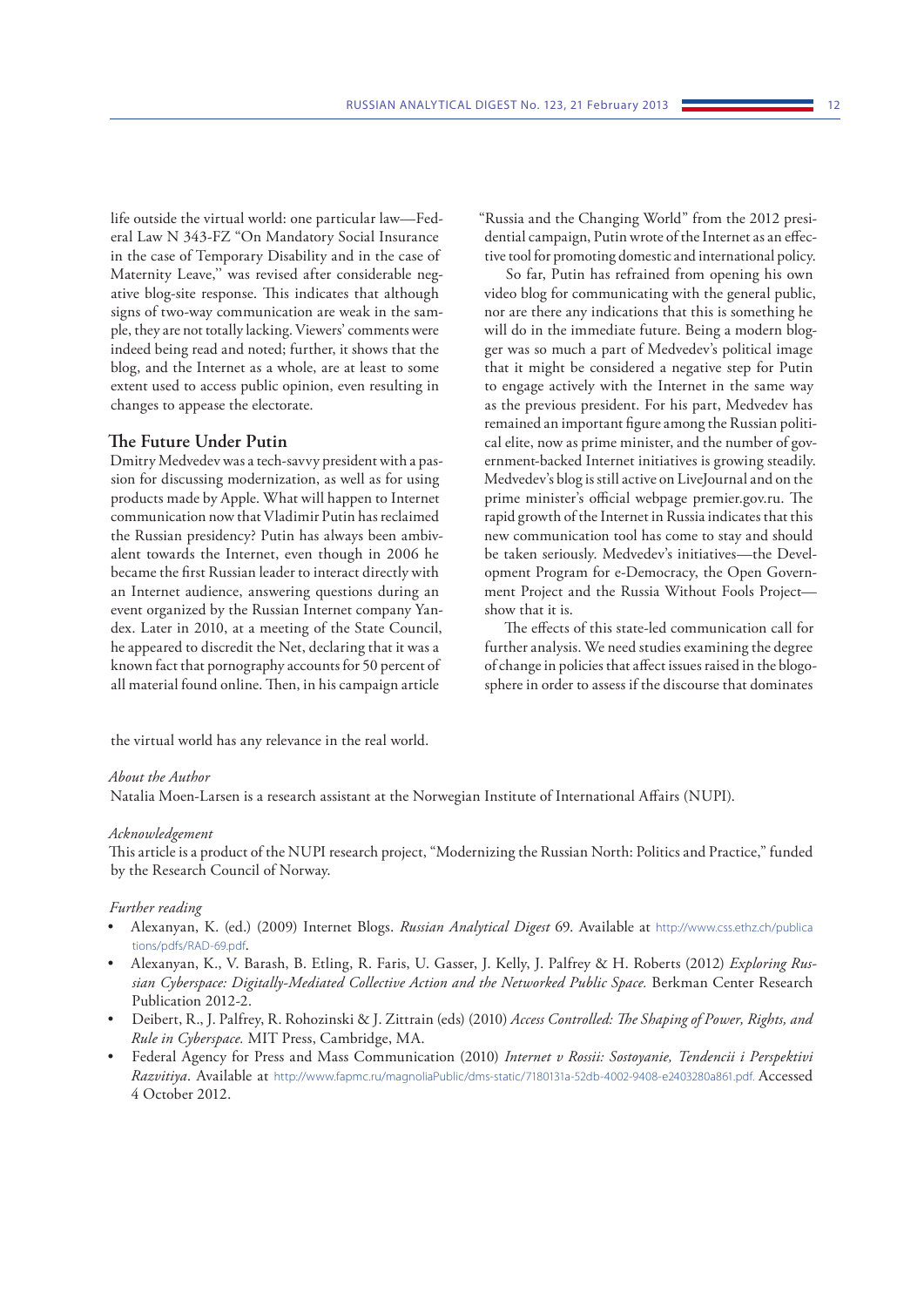life outside the virtual world: one particular law—Federal Law N 343-FZ "On Mandatory Social Insurance in the case of Temporary Disability and in the case of Maternity Leave," was revised after considerable negative blog-site response. This indicates that although signs of two-way communication are weak in the sample, they are not totally lacking. Viewers' comments were indeed being read and noted; further, it shows that the blog, and the Internet as a whole, are at least to some extent used to access public opinion, even resulting in changes to appease the electorate.

## The Future Under Putin

Dmitry Medvedev was a tech-savvy president with a passion for discussing modernization, as well as for using products made by Apple. What will happen to Internet communication now that Vladimir Putin has reclaimed the Russian presidency? Putin has always been ambivalent towards the Internet, even though in 2006 he became the first Russian leader to interact directly with an Internet audience, answering questions during an event organized by the Russian Internet company Yandex. Later in 2010, at a meeting of the State Council, he appeared to discredit the Net, declaring that it was a known fact that pornography accounts for 50 percent of all material found online. Then, in his campaign article "Russia and the Changing World" from the 2012 presidential campaign, Putin wrote of the Internet as an effective tool for promoting domestic and international policy.

So far, Putin has refrained from opening his own video blog for communicating with the general public, nor are there any indications that this is something he will do in the immediate future. Being a modern blogger was so much a part of Medvedev's political image that it might be considered a negative step for Putin to engage actively with the Internet in the same way as the previous president. For his part, Medvedev has remained an important figure among the Russian political elite, now as prime minister, and the number of government-backed Internet initiatives is growing steadily. Medvedev's blog is still active on LiveJournal and on the prime minister's official webpage premier.gov.ru. The rapid growth of the Internet in Russia indicates that this new communication tool has come to stay and should be taken seriously. Medvedev's initiatives—the Development Program for e-Democracy, the Open Government Project and the Russia Without Fools Project—show that it is.

The effects of this state-led communication call for further analysis. We need studies examining the degree of change in policies that affect issues raised in the blogosphere in order to assess if the discourse that dominates the virtual world has any relevance in the real world.

*About the Author*

Natalia Moen-Larsen is a research assistant at the Norwegian Institute of International Affairs (NUPI).

*Acknowledgement*

This article is a product of the NUPI research project, "Modernizing the Russian North: Politics and Practice," funded by the Research Council of Norway.

*Further reading*

- Alexanyan, K. (ed.) (2009) Internet Blogs. *Russian Analytical Digest* 69. Available at http://www.css.ethz.ch/publications/pdfs/RAD-69.pdf.
- Alexanyan, K., V. Barash, B. Etling, R. Faris, U. Gasser, J. Kelly, J. Palfrey & H. Roberts (2012) *Exploring Russian Cyberspace: Digitally-Mediated Collective Action and the Networked Public Space.* Berkman Center Research Publication 2012-2.
- Deibert, R., J. Palfrey, R. Rohozinski & J. Zittrain (eds) (2010) *Access Controlled: The Shaping of Power, Rights, and Rule in Cyberspace.* MIT Press, Cambridge, MA.
- Federal Agency for Press and Mass Communication (2010) *Internet v Rossii: Sostoyanie, Tendencii i Perspektivi Razvitiya*. Available at http://www.fapmc.ru/magnoliaPublic/dms-static/7180131a-52db-4002-9408-e2403280a861.pdf. Accessed 4 October 2012.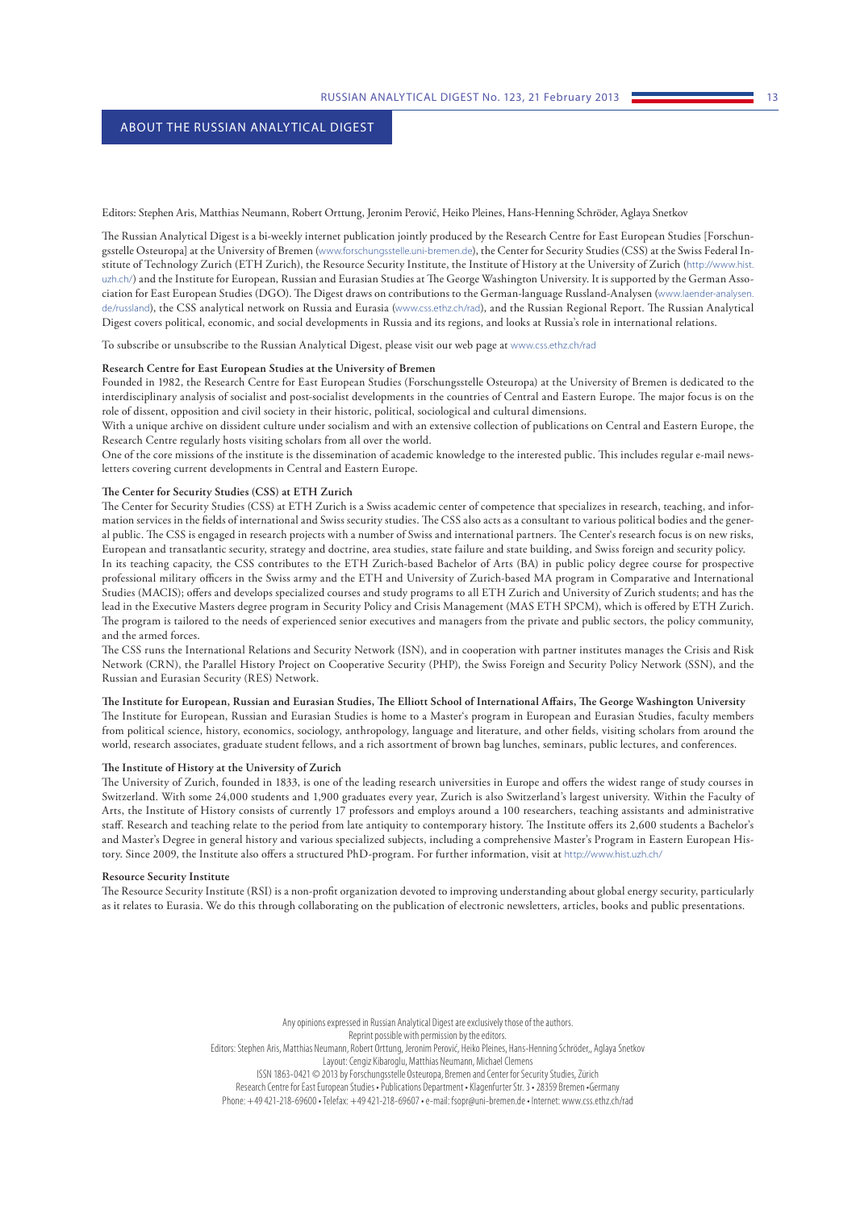## ABOUT THE RUSSIAN ANALYTICAL DIGEST

Editors: Stephen Aris, Matthias Neumann, Robert Orttung, Jeronim Perović, Heiko Pleines, Hans-Henning Schröder, Aglaya Snetkov

The Russian Analytical Digest is a bi-weekly internet publication jointly produced by the Research Centre for East European Studies [Forschungsstelle Osteuropa] at the University of Bremen (www.forschungsstelle.uni-bremen.de), the Center for Security Studies (CSS) at the Swiss Federal Institute of Technology Zurich (ETH Zurich), the Resource Security Institute, the Institute of History at the University of Zurich (http://www.hist.uzh.ch/) and the Institute for European, Russian and Eurasian Studies at The George Washington University. It is supported by the German Association for East European Studies (DGO). The Digest draws on contributions to the German-language Russland-Analysen (www.laender-analysen.de/russland), the CSS analytical network on Russia and Eurasia (www.css.ethz.ch/rad), and the Russian Regional Report. The Russian Analytical Digest covers political, economic, and social developments in Russia and its regions, and looks at Russia's role in international relations.

To subscribe or unsubscribe to the Russian Analytical Digest, please visit our web page at www.css.ethz.ch/rad

**Research Centre for East European Studies at the University of Bremen**

Founded in 1982, the Research Centre for East European Studies (Forschungsstelle Osteuropa) at the University of Bremen is dedicated to the interdisciplinary analysis of socialist and post-socialist developments in the countries of Central and Eastern Europe. The major focus is on the role of dissent, opposition and civil society in their historic, political, sociological and cultural dimensions.

With a unique archive on dissident culture under socialism and with an extensive collection of publications on Central and Eastern Europe, the Research Centre regularly hosts visiting scholars from all over the world.

One of the core missions of the institute is the dissemination of academic knowledge to the interested public. This includes regular e-mail newsletters covering current developments in Central and Eastern Europe.

**The Center for Security Studies (CSS) at ETH Zurich**

The Center for Security Studies (CSS) at ETH Zurich is a Swiss academic center of competence that specializes in research, teaching, and information services in the fields of international and Swiss security studies. The CSS also acts as a consultant to various political bodies and the general public. The CSS is engaged in research projects with a number of Swiss and international partners. The Center's research focus is on new risks, European and transatlantic security, strategy and doctrine, area studies, state failure and state building, and Swiss foreign and security policy.

In its teaching capacity, the CSS contributes to the ETH Zurich-based Bachelor of Arts (BA) in public policy degree course for prospective professional military officers in the Swiss army and the ETH and University of Zurich-based MA program in Comparative and International Studies (MACIS); offers and develops specialized courses and study programs to all ETH Zurich and University of Zurich students; and has the lead in the Executive Masters degree program in Security Policy and Crisis Management (MAS ETH SPCM), which is offered by ETH Zurich. The program is tailored to the needs of experienced senior executives and managers from the private and public sectors, the policy community, and the armed forces.

The CSS runs the International Relations and Security Network (ISN), and in cooperation with partner institutes manages the Crisis and Risk Network (CRN), the Parallel History Project on Cooperative Security (PHP), the Swiss Foreign and Security Policy Network (SSN), and the Russian and Eurasian Security (RES) Network.

**The Institute for European, Russian and Eurasian Studies, The Elliott School of International Affairs, The George Washington University**

The Institute for European, Russian and Eurasian Studies is home to a Master's program in European and Eurasian Studies, faculty members from political science, history, economics, sociology, anthropology, language and literature, and other fields, visiting scholars from around the world, research associates, graduate student fellows, and a rich assortment of brown bag lunches, seminars, public lectures, and conferences.

**The Institute of History at the University of Zurich**

The University of Zurich, founded in 1833, is one of the leading research universities in Europe and offers the widest range of study courses in Switzerland. With some 24,000 students and 1,900 graduates every year, Zurich is also Switzerland's largest university. Within the Faculty of Arts, the Institute of History consists of currently 17 professors and employs around a 100 researchers, teaching assistants and administrative staff. Research and teaching relate to the period from late antiquity to contemporary history. The Institute offers its 2,600 students a Bachelor's and Master's Degree in general history and various specialized subjects, including a comprehensive Master's Program in Eastern European History. Since 2009, the Institute also offers a structured PhD-program. For further information, visit at http://www.hist.uzh.ch/

**Resource Security Institute**

The Resource Security Institute (RSI) is a non-profit organization devoted to improving understanding about global energy security, particularly as it relates to Eurasia. We do this through collaborating on the publication of electronic newsletters, articles, books and public presentations.

Any opinions expressed in Russian Analytical Digest are exclusively those of the authors.
Reprint possible with permission by the editors.
Editors: Stephen Aris, Matthias Neumann, Robert Orttung, Jeronim Perović, Heiko Pleines, Hans-Henning Schröder,, Aglaya Snetkov
Layout: Cengiz Kibaroglu, Matthias Neumann, Michael Clemens
ISSN 1863-0421 © 2013 by Forschungsstelle Osteuropa, Bremen and Center for Security Studies, Zürich
Research Centre for East European Studies • Publications Department • Klagenfurter Str. 3 • 28359 Bremen •Germany
Phone: +49 421-218-69600 • Telefax: +49 421-218-69607 • e-mail: fsopr@uni-bremen.de • Internet: www.css.ethz.ch/rad